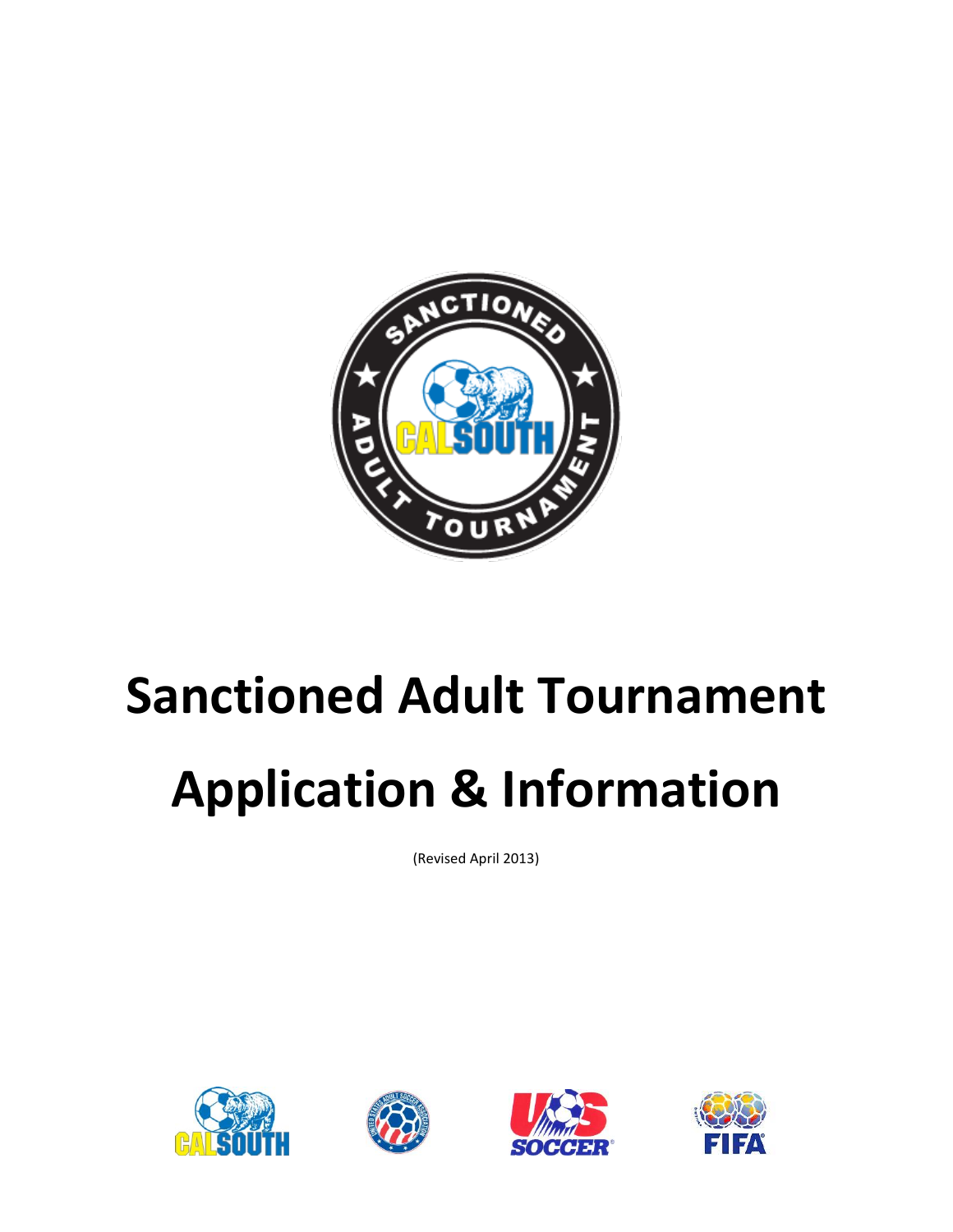# Sanctioned Adult Tournament

# Application & Information

(Revised April 2013)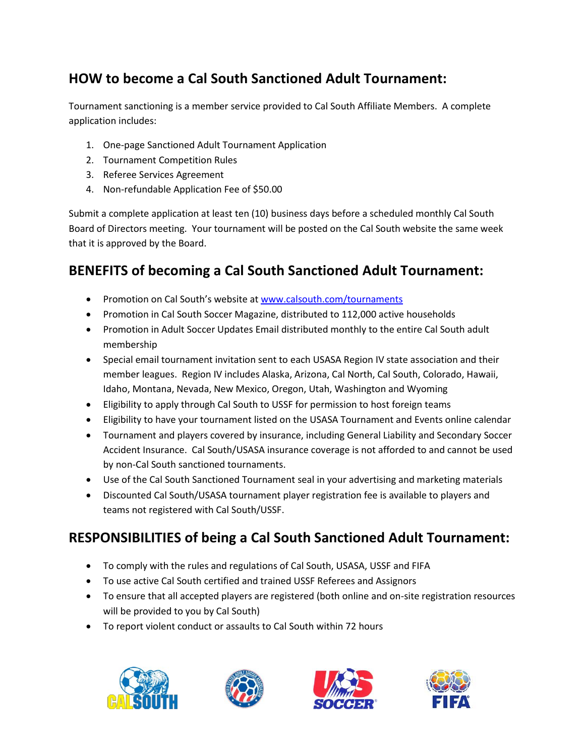## HOW to become a Cal South Sanctioned Adult Tournament:

Tournament sanctioning is a member service provided to Cal South Affiliate Members. A complete application includes:

1. One-page Sanctioned Adult Tournament Application
2. Tournament Competition Rules
3. Referee Services Agreement
4. Non-refundable Application Fee of $50.00

Submit a complete application at least ten (10) business days before a scheduled monthly Cal South Board of Directors meeting. Your tournament will be posted on the Cal South website the same week that it is approved by the Board.

## BENEFITS of becoming a Cal South Sanctioned Adult Tournament:

- Promotion on Cal South's website at www.calsouth.com/tournaments
- Promotion in Cal South Soccer Magazine, distributed to 112,000 active households
- Promotion in Adult Soccer Updates Email distributed monthly to the entire Cal South adult membership
- Special email tournament invitation sent to each USASA Region IV state association and their member leagues. Region IV includes Alaska, Arizona, Cal North, Cal South, Colorado, Hawaii, Idaho, Montana, Nevada, New Mexico, Oregon, Utah, Washington and Wyoming
- Eligibility to apply through Cal South to USSF for permission to host foreign teams
- Eligibility to have your tournament listed on the USASA Tournament and Events online calendar
- Tournament and players covered by insurance, including General Liability and Secondary Soccer Accident Insurance. Cal South/USASA insurance coverage is not afforded to and cannot be used by non-Cal South sanctioned tournaments.
- Use of the Cal South Sanctioned Tournament seal in your advertising and marketing materials
- Discounted Cal South/USASA tournament player registration fee is available to players and teams not registered with Cal South/USSF.

## RESPONSIBILITIES of being a Cal South Sanctioned Adult Tournament:

- To comply with the rules and regulations of Cal South, USASA, USSF and FIFA
- To use active Cal South certified and trained USSF Referees and Assignors
- To ensure that all accepted players are registered (both online and on-site registration resources will be provided to you by Cal South)
- To report violent conduct or assaults to Cal South within 72 hours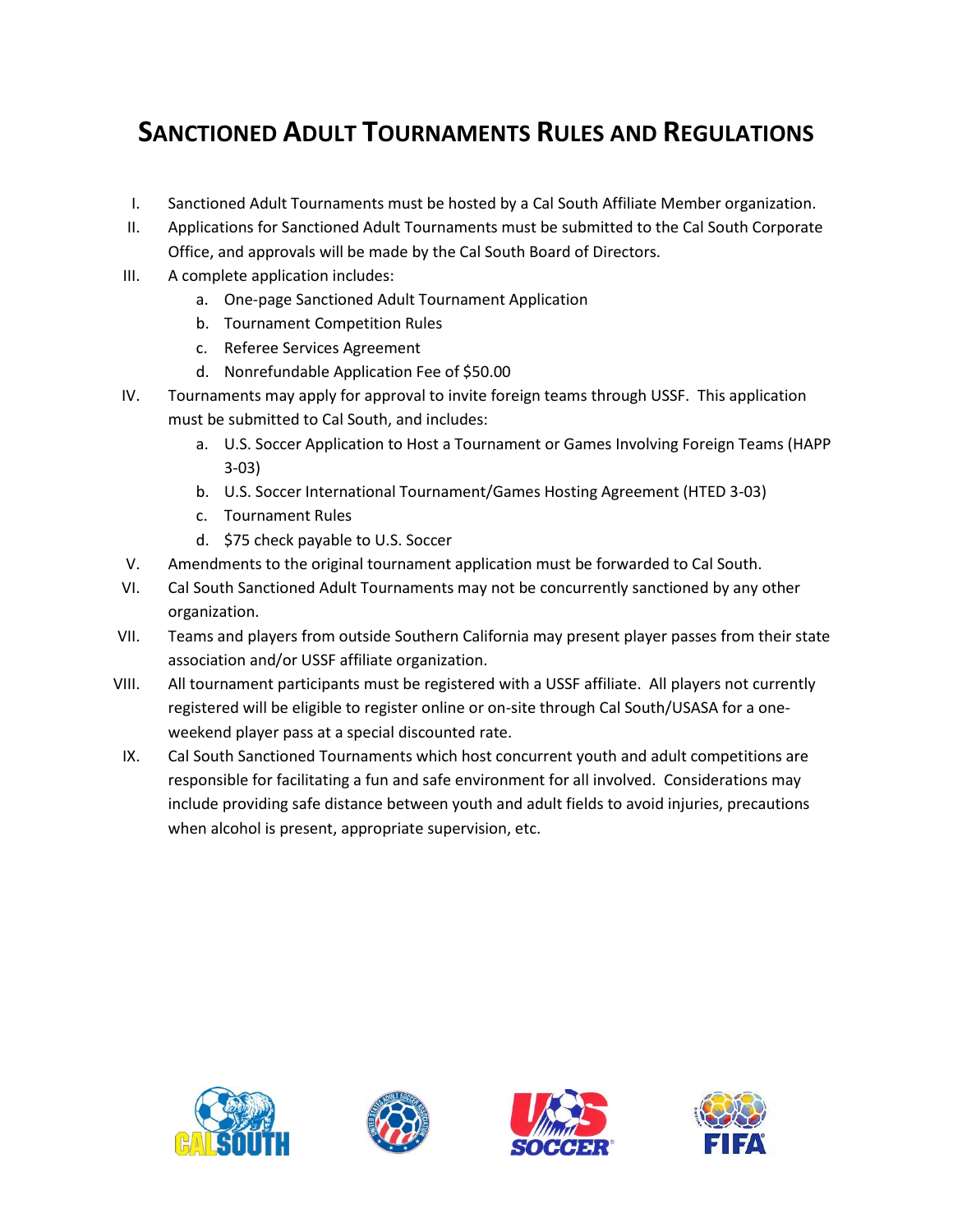# SANCTIONED ADULT TOURNAMENTS RULES AND REGULATIONS

I. Sanctioned Adult Tournaments must be hosted by a Cal South Affiliate Member organization.

II. Applications for Sanctioned Adult Tournaments must be submitted to the Cal South Corporate Office, and approvals will be made by the Cal South Board of Directors.

III. A complete application includes:

   a. One-page Sanctioned Adult Tournament Application
   b. Tournament Competition Rules
   c. Referee Services Agreement
   d. Nonrefundable Application Fee of $50.00

IV. Tournaments may apply for approval to invite foreign teams through USSF. This application must be submitted to Cal South, and includes:

   a. U.S. Soccer Application to Host a Tournament or Games Involving Foreign Teams (HAPP 3-03)
   b. U.S. Soccer International Tournament/Games Hosting Agreement (HTED 3-03)
   c. Tournament Rules
   d. $75 check payable to U.S. Soccer

V. Amendments to the original tournament application must be forwarded to Cal South.

VI. Cal South Sanctioned Adult Tournaments may not be concurrently sanctioned by any other organization.

VII. Teams and players from outside Southern California may present player passes from their state association and/or USSF affiliate organization.

VIII. All tournament participants must be registered with a USSF affiliate. All players not currently registered will be eligible to register online or on-site through Cal South/USASA for a one-weekend player pass at a special discounted rate.

IX. Cal South Sanctioned Tournaments which host concurrent youth and adult competitions are responsible for facilitating a fun and safe environment for all involved. Considerations may include providing safe distance between youth and adult fields to avoid injuries, precautions when alcohol is present, appropriate supervision, etc.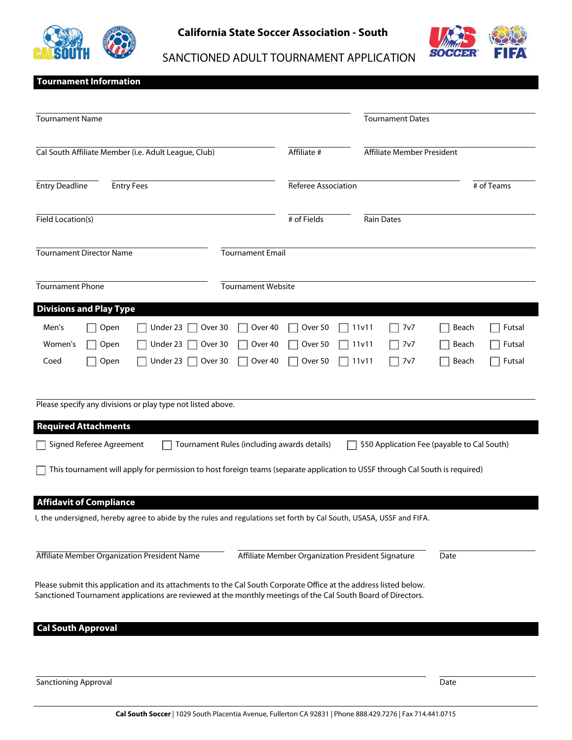# California State Soccer Association - South

## SANCTIONED ADULT TOURNAMENT APPLICATION

## Tournament Information

Tournament Name ______________________ Tournament Dates ______________________

Cal South Affiliate Member (i.e. Adult League, Club) ______________________ Affiliate # __________ Affiliate Member President ______________________

Entry Deadline __________ Entry Fees __________ Referee Association ______________________ # of Teams __________

Field Location(s) ______________________ # of Fields __________ Rain Dates ______________________

Tournament Director Name ______________________ Tournament Email ______________________

Tournament Phone ______________________ Tournament Website ______________________

## Divisions and Play Type

| | | | | | | | | | |
|---|---|---|---|---|---|---|---|---|---|
| Men's | ☐ Open | ☐ Under 23 | ☐ Over 30 | ☐ Over 40 | ☐ Over 50 | ☐ 11v11 | ☐ 7v7 | ☐ Beach | ☐ Futsal |
| Women's | ☐ Open | ☐ Under 23 | ☐ Over 30 | ☐ Over 40 | ☐ Over 50 | ☐ 11v11 | ☐ 7v7 | ☐ Beach | ☐ Futsal |
| Coed | ☐ Open | ☐ Under 23 | ☐ Over 30 | ☐ Over 40 | ☐ Over 50 | ☐ 11v11 | ☐ 7v7 | ☐ Beach | ☐ Futsal |

Please specify any divisions or play type not listed above. ______________________

## Required Attachments

☐ Signed Referee Agreement ☐ Tournament Rules (including awards details) ☐ $50 Application Fee (payable to Cal South)

☐ This tournament will apply for permission to host foreign teams (separate application to USSF through Cal South is required)

## Affidavit of Compliance

I, the undersigned, hereby agree to abide by the rules and regulations set forth by Cal South, USASA, USSF and FIFA.

Affiliate Member Organization President Name ______________________ Affiliate Member Organization President Signature ______________________ Date __________

Please submit this application and its attachments to the Cal South Corporate Office at the address listed below.
Sanctioned Tournament applications are reviewed at the monthly meetings of the Cal South Board of Directors.

## Cal South Approval

Sanctioning Approval ______________________ Date __________

**Cal South Soccer** | 1029 South Placentia Avenue, Fullerton CA 92831 | Phone 888.429.7276 | Fax 714.441.0715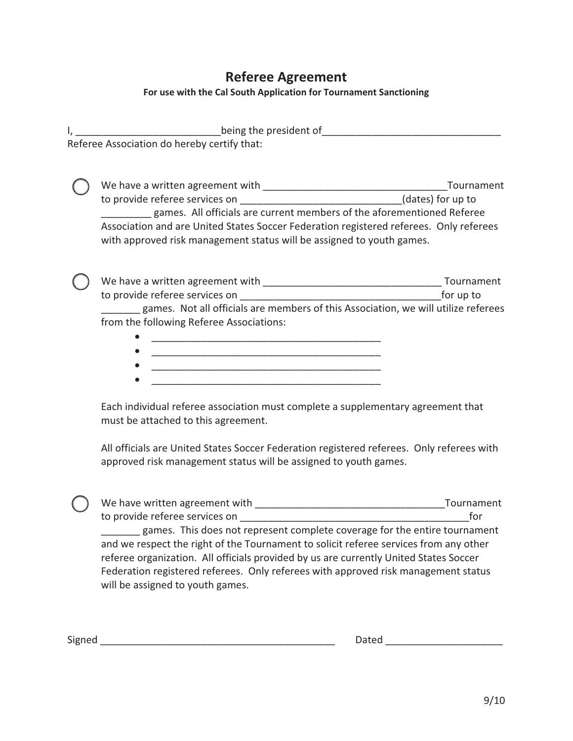# Referee Agreement

**For use with the Cal South Application for Tournament Sanctioning**

I, __________________________being the president of________________________________ Referee Association do hereby certify that:

◯ We have a written agreement with __________________________________Tournament to provide referee services on _____________________________(dates) for up to _________ games. All officials are current members of the aforementioned Referee Association and are United States Soccer Federation registered referees. Only referees with approved risk management status will be assigned to youth games.

◯ We have a written agreement with ________________________________ Tournament to provide referee services on ____________________________________for up to _______ games. Not all officials are members of this Association, we will utilize referees from the following Referee Associations:

- __________________________________________
- __________________________________________
- __________________________________________
- __________________________________________

Each individual referee association must complete a supplementary agreement that must be attached to this agreement.

All officials are United States Soccer Federation registered referees. Only referees with approved risk management status will be assigned to youth games.

◯ We have written agreement with __________________________________Tournament to provide referee services on __________________________________________for _______ games. This does not represent complete coverage for the entire tournament and we respect the right of the Tournament to solicit referee services from any other referee organization. All officials provided by us are currently United States Soccer Federation registered referees. Only referees with approved risk management status will be assigned to youth games.

Signed ___________________________________________ Dated _____________________

9/10